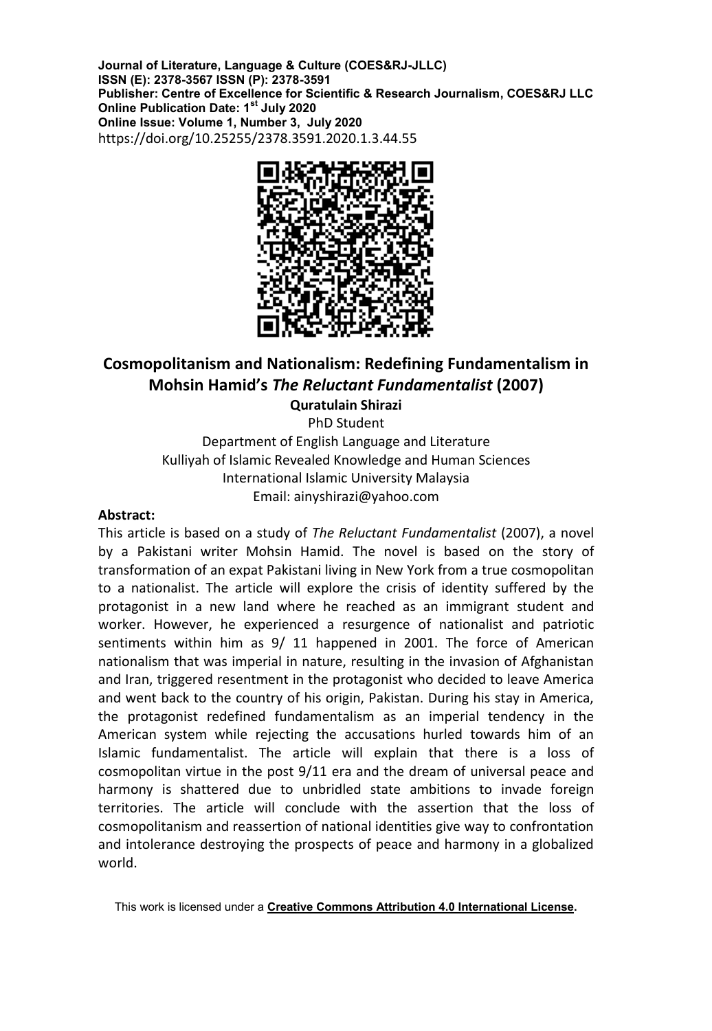**Journal of Literature, Language & Culture (COES&RJ-JLLC)**
**ISSN (E): 2378-3567 ISSN (P): 2378-3591**
**Publisher: Centre of Excellence for Scientific & Research Journalism, COES&RJ LLC**
**Online Publication Date: 1st July 2020**
**Online Issue: Volume 1, Number 3, July 2020**
https://doi.org/10.25255/2378.3591.2020.1.3.44.55

# Cosmopolitanism and Nationalism: Redefining Fundamentalism in Mohsin Hamid's *The Reluctant Fundamentalist* (2007)

**Quratulain Shirazi**
PhD Student
Department of English Language and Literature
Kulliyah of Islamic Revealed Knowledge and Human Sciences
International Islamic University Malaysia
Email: ainyshirazi@yahoo.com

**Abstract:**

This article is based on a study of *The Reluctant Fundamentalist* (2007), a novel by a Pakistani writer Mohsin Hamid. The novel is based on the story of transformation of an expat Pakistani living in New York from a true cosmopolitan to a nationalist. The article will explore the crisis of identity suffered by the protagonist in a new land where he reached as an immigrant student and worker. However, he experienced a resurgence of nationalist and patriotic sentiments within him as 9/ 11 happened in 2001. The force of American nationalism that was imperial in nature, resulting in the invasion of Afghanistan and Iran, triggered resentment in the protagonist who decided to leave America and went back to the country of his origin, Pakistan. During his stay in America, the protagonist redefined fundamentalism as an imperial tendency in the American system while rejecting the accusations hurled towards him of an Islamic fundamentalist. The article will explain that there is a loss of cosmopolitan virtue in the post 9/11 era and the dream of universal peace and harmony is shattered due to unbridled state ambitions to invade foreign territories. The article will conclude with the assertion that the loss of cosmopolitanism and reassertion of national identities give way to confrontation and intolerance destroying the prospects of peace and harmony in a globalized world.

This work is licensed under a **Creative Commons Attribution 4.0 International License**.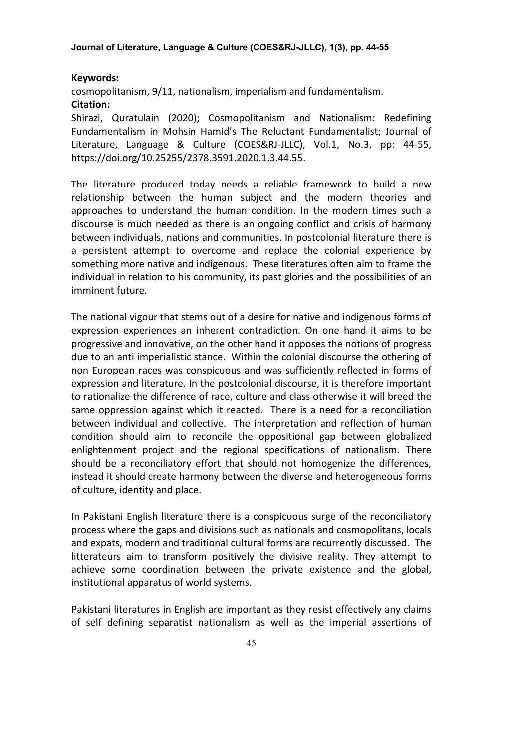**Keywords:**

cosmopolitanism, 9/11, nationalism, imperialism and fundamentalism.

**Citation:**

Shirazi, Quratulain (2020); Cosmopolitanism and Nationalism: Redefining Fundamentalism in Mohsin Hamid's The Reluctant Fundamentalist; Journal of Literature, Language & Culture (COES&RJ-JLLC), Vol.1, No.3, pp: 44-55, https://doi.org/10.25255/2378.3591.2020.1.3.44.55.

The literature produced today needs a reliable framework to build a new relationship between the human subject and the modern theories and approaches to understand the human condition. In the modern times such a discourse is much needed as there is an ongoing conflict and crisis of harmony between individuals, nations and communities. In postcolonial literature there is a persistent attempt to overcome and replace the colonial experience by something more native and indigenous. These literatures often aim to frame the individual in relation to his community, its past glories and the possibilities of an imminent future.

The national vigour that stems out of a desire for native and indigenous forms of expression experiences an inherent contradiction. On one hand it aims to be progressive and innovative, on the other hand it opposes the notions of progress due to an anti imperialistic stance. Within the colonial discourse the othering of non European races was conspicuous and was sufficiently reflected in forms of expression and literature. In the postcolonial discourse, it is therefore important to rationalize the difference of race, culture and class otherwise it will breed the same oppression against which it reacted. There is a need for a reconciliation between individual and collective. The interpretation and reflection of human condition should aim to reconcile the oppositional gap between globalized enlightenment project and the regional specifications of nationalism. There should be a reconciliatory effort that should not homogenize the differences, instead it should create harmony between the diverse and heterogeneous forms of culture, identity and place.

In Pakistani English literature there is a conspicuous surge of the reconciliatory process where the gaps and divisions such as nationals and cosmopolitans, locals and expats, modern and traditional cultural forms are recurrently discussed. The litterateurs aim to transform positively the divisive reality. They attempt to achieve some coordination between the private existence and the global, institutional apparatus of world systems.

Pakistani literatures in English are important as they resist effectively any claims of self defining separatist nationalism as well as the imperial assertions of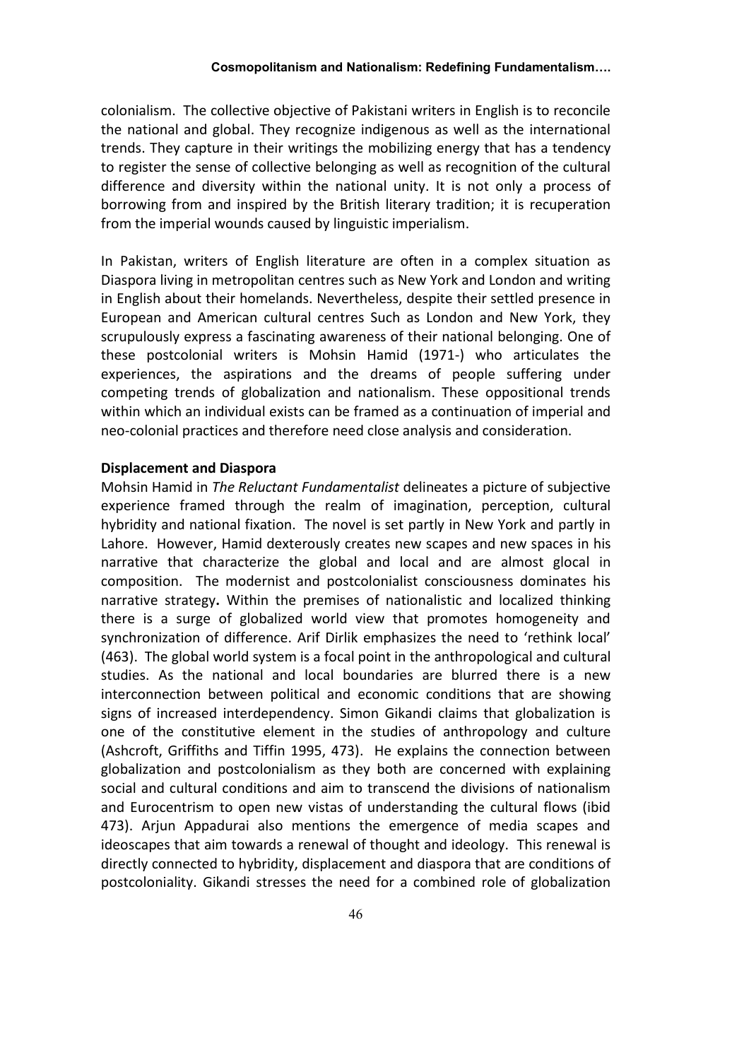colonialism. The collective objective of Pakistani writers in English is to reconcile the national and global. They recognize indigenous as well as the international trends. They capture in their writings the mobilizing energy that has a tendency to register the sense of collective belonging as well as recognition of the cultural difference and diversity within the national unity. It is not only a process of borrowing from and inspired by the British literary tradition; it is recuperation from the imperial wounds caused by linguistic imperialism.

In Pakistan, writers of English literature are often in a complex situation as Diaspora living in metropolitan centres such as New York and London and writing in English about their homelands. Nevertheless, despite their settled presence in European and American cultural centres Such as London and New York, they scrupulously express a fascinating awareness of their national belonging. One of these postcolonial writers is Mohsin Hamid (1971-) who articulates the experiences, the aspirations and the dreams of people suffering under competing trends of globalization and nationalism. These oppositional trends within which an individual exists can be framed as a continuation of imperial and neo-colonial practices and therefore need close analysis and consideration.

**Displacement and Diaspora**

Mohsin Hamid in *The Reluctant Fundamentalist* delineates a picture of subjective experience framed through the realm of imagination, perception, cultural hybridity and national fixation. The novel is set partly in New York and partly in Lahore. However, Hamid dexterously creates new scapes and new spaces in his narrative that characterize the global and local and are almost glocal in composition. The modernist and postcolonialist consciousness dominates his narrative strategy**.** Within the premises of nationalistic and localized thinking there is a surge of globalized world view that promotes homogeneity and synchronization of difference. Arif Dirlik emphasizes the need to 'rethink local' (463). The global world system is a focal point in the anthropological and cultural studies. As the national and local boundaries are blurred there is a new interconnection between political and economic conditions that are showing signs of increased interdependency. Simon Gikandi claims that globalization is one of the constitutive element in the studies of anthropology and culture (Ashcroft, Griffiths and Tiffin 1995, 473). He explains the connection between globalization and postcolonialism as they both are concerned with explaining social and cultural conditions and aim to transcend the divisions of nationalism and Eurocentrism to open new vistas of understanding the cultural flows (ibid 473). Arjun Appadurai also mentions the emergence of media scapes and ideoscapes that aim towards a renewal of thought and ideology. This renewal is directly connected to hybridity, displacement and diaspora that are conditions of postcoloniality. Gikandi stresses the need for a combined role of globalization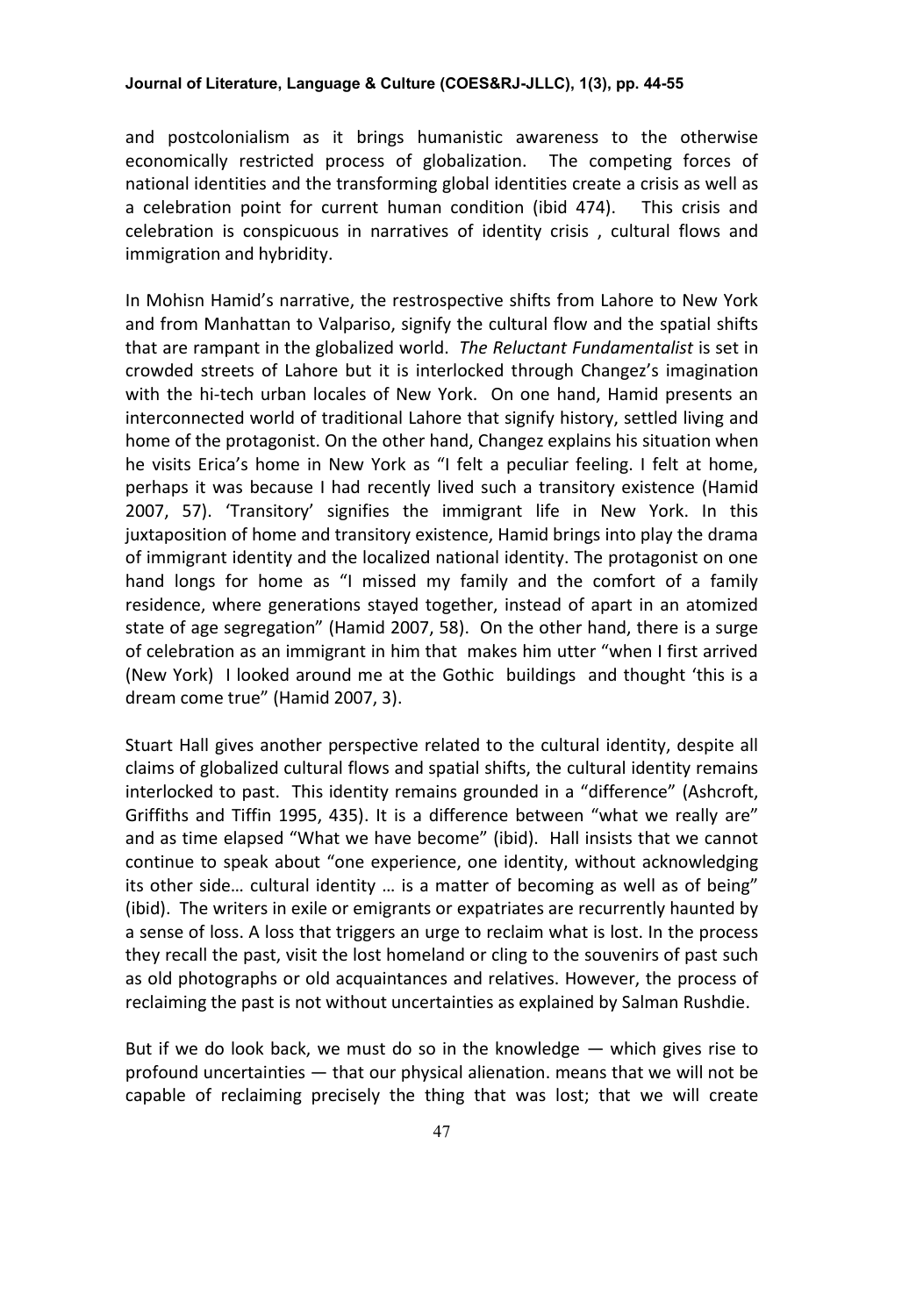and postcolonialism as it brings humanistic awareness to the otherwise economically restricted process of globalization. The competing forces of national identities and the transforming global identities create a crisis as well as a celebration point for current human condition (ibid 474). This crisis and celebration is conspicuous in narratives of identity crisis , cultural flows and immigration and hybridity.

In Mohisn Hamid's narrative, the restrospective shifts from Lahore to New York and from Manhattan to Valpariso, signify the cultural flow and the spatial shifts that are rampant in the globalized world. *The Reluctant Fundamentalist* is set in crowded streets of Lahore but it is interlocked through Changez's imagination with the hi-tech urban locales of New York. On one hand, Hamid presents an interconnected world of traditional Lahore that signify history, settled living and home of the protagonist. On the other hand, Changez explains his situation when he visits Erica's home in New York as "I felt a peculiar feeling. I felt at home, perhaps it was because I had recently lived such a transitory existence (Hamid 2007, 57). 'Transitory' signifies the immigrant life in New York. In this juxtaposition of home and transitory existence, Hamid brings into play the drama of immigrant identity and the localized national identity. The protagonist on one hand longs for home as "I missed my family and the comfort of a family residence, where generations stayed together, instead of apart in an atomized state of age segregation" (Hamid 2007, 58). On the other hand, there is a surge of celebration as an immigrant in him that makes him utter "when I first arrived (New York) I looked around me at the Gothic buildings and thought 'this is a dream come true" (Hamid 2007, 3).

Stuart Hall gives another perspective related to the cultural identity, despite all claims of globalized cultural flows and spatial shifts, the cultural identity remains interlocked to past. This identity remains grounded in a "difference" (Ashcroft, Griffiths and Tiffin 1995, 435). It is a difference between "what we really are" and as time elapsed "What we have become" (ibid). Hall insists that we cannot continue to speak about "one experience, one identity, without acknowledging its other side… cultural identity … is a matter of becoming as well as of being" (ibid). The writers in exile or emigrants or expatriates are recurrently haunted by a sense of loss. A loss that triggers an urge to reclaim what is lost. In the process they recall the past, visit the lost homeland or cling to the souvenirs of past such as old photographs or old acquaintances and relatives. However, the process of reclaiming the past is not without uncertainties as explained by Salman Rushdie.

But if we do look back, we must do so in the knowledge — which gives rise to profound uncertainties — that our physical alienation. means that we will not be capable of reclaiming precisely the thing that was lost; that we will create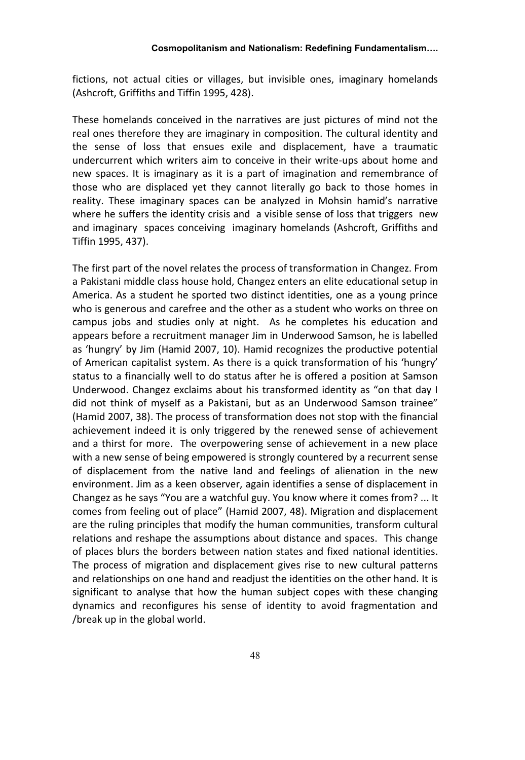fictions, not actual cities or villages, but invisible ones, imaginary homelands (Ashcroft, Griffiths and Tiffin 1995, 428).

These homelands conceived in the narratives are just pictures of mind not the real ones therefore they are imaginary in composition. The cultural identity and the sense of loss that ensues exile and displacement, have a traumatic undercurrent which writers aim to conceive in their write-ups about home and new spaces. It is imaginary as it is a part of imagination and remembrance of those who are displaced yet they cannot literally go back to those homes in reality. These imaginary spaces can be analyzed in Mohsin hamid's narrative where he suffers the identity crisis and a visible sense of loss that triggers new and imaginary spaces conceiving imaginary homelands (Ashcroft, Griffiths and Tiffin 1995, 437).

The first part of the novel relates the process of transformation in Changez. From a Pakistani middle class house hold, Changez enters an elite educational setup in America. As a student he sported two distinct identities, one as a young prince who is generous and carefree and the other as a student who works on three on campus jobs and studies only at night. As he completes his education and appears before a recruitment manager Jim in Underwood Samson, he is labelled as 'hungry' by Jim (Hamid 2007, 10). Hamid recognizes the productive potential of American capitalist system. As there is a quick transformation of his 'hungry' status to a financially well to do status after he is offered a position at Samson Underwood. Changez exclaims about his transformed identity as "on that day I did not think of myself as a Pakistani, but as an Underwood Samson trainee" (Hamid 2007, 38). The process of transformation does not stop with the financial achievement indeed it is only triggered by the renewed sense of achievement and a thirst for more. The overpowering sense of achievement in a new place with a new sense of being empowered is strongly countered by a recurrent sense of displacement from the native land and feelings of alienation in the new environment. Jim as a keen observer, again identifies a sense of displacement in Changez as he says "You are a watchful guy. You know where it comes from? ... It comes from feeling out of place" (Hamid 2007, 48). Migration and displacement are the ruling principles that modify the human communities, transform cultural relations and reshape the assumptions about distance and spaces. This change of places blurs the borders between nation states and fixed national identities. The process of migration and displacement gives rise to new cultural patterns and relationships on one hand and readjust the identities on the other hand. It is significant to analyse that how the human subject copes with these changing dynamics and reconfigures his sense of identity to avoid fragmentation and /break up in the global world.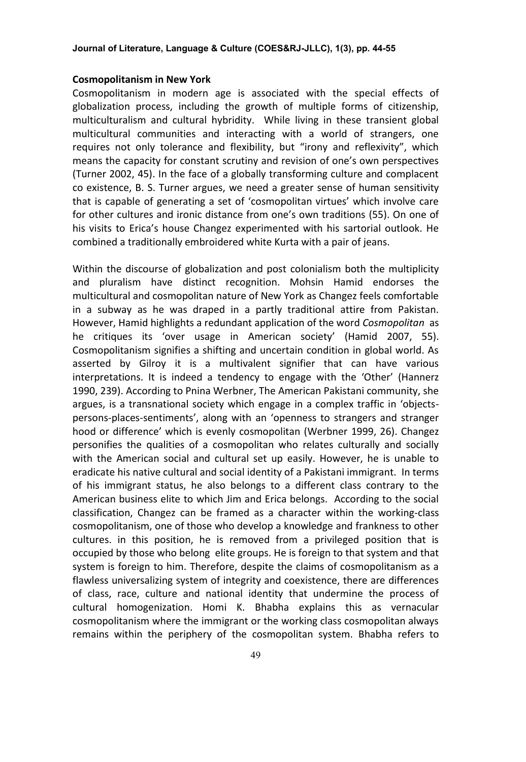**Cosmopolitanism in New York**

Cosmopolitanism in modern age is associated with the special effects of globalization process, including the growth of multiple forms of citizenship, multiculturalism and cultural hybridity. While living in these transient global multicultural communities and interacting with a world of strangers, one requires not only tolerance and flexibility, but "irony and reflexivity", which means the capacity for constant scrutiny and revision of one's own perspectives (Turner 2002, 45). In the face of a globally transforming culture and complacent co existence, B. S. Turner argues, we need a greater sense of human sensitivity that is capable of generating a set of 'cosmopolitan virtues' which involve care for other cultures and ironic distance from one's own traditions (55). On one of his visits to Erica's house Changez experimented with his sartorial outlook. He combined a traditionally embroidered white Kurta with a pair of jeans.

Within the discourse of globalization and post colonialism both the multiplicity and pluralism have distinct recognition. Mohsin Hamid endorses the multicultural and cosmopolitan nature of New York as Changez feels comfortable in a subway as he was draped in a partly traditional attire from Pakistan. However, Hamid highlights a redundant application of the word *Cosmopolitan* as he critiques its 'over usage in American society' (Hamid 2007, 55). Cosmopolitanism signifies a shifting and uncertain condition in global world. As asserted by Gilroy it is a multivalent signifier that can have various interpretations. It is indeed a tendency to engage with the 'Other' (Hannerz 1990, 239). According to Pnina Werbner, The American Pakistani community, she argues, is a transnational society which engage in a complex traffic in 'objects-persons-places-sentiments', along with an 'openness to strangers and stranger hood or difference' which is evenly cosmopolitan (Werbner 1999, 26). Changez personifies the qualities of a cosmopolitan who relates culturally and socially with the American social and cultural set up easily. However, he is unable to eradicate his native cultural and social identity of a Pakistani immigrant. In terms of his immigrant status, he also belongs to a different class contrary to the American business elite to which Jim and Erica belongs. According to the social classification, Changez can be framed as a character within the working-class cosmopolitanism, one of those who develop a knowledge and frankness to other cultures. in this position, he is removed from a privileged position that is occupied by those who belong elite groups. He is foreign to that system and that system is foreign to him. Therefore, despite the claims of cosmopolitanism as a flawless universalizing system of integrity and coexistence, there are differences of class, race, culture and national identity that undermine the process of cultural homogenization. Homi K. Bhabha explains this as vernacular cosmopolitanism where the immigrant or the working class cosmopolitan always remains within the periphery of the cosmopolitan system. Bhabha refers to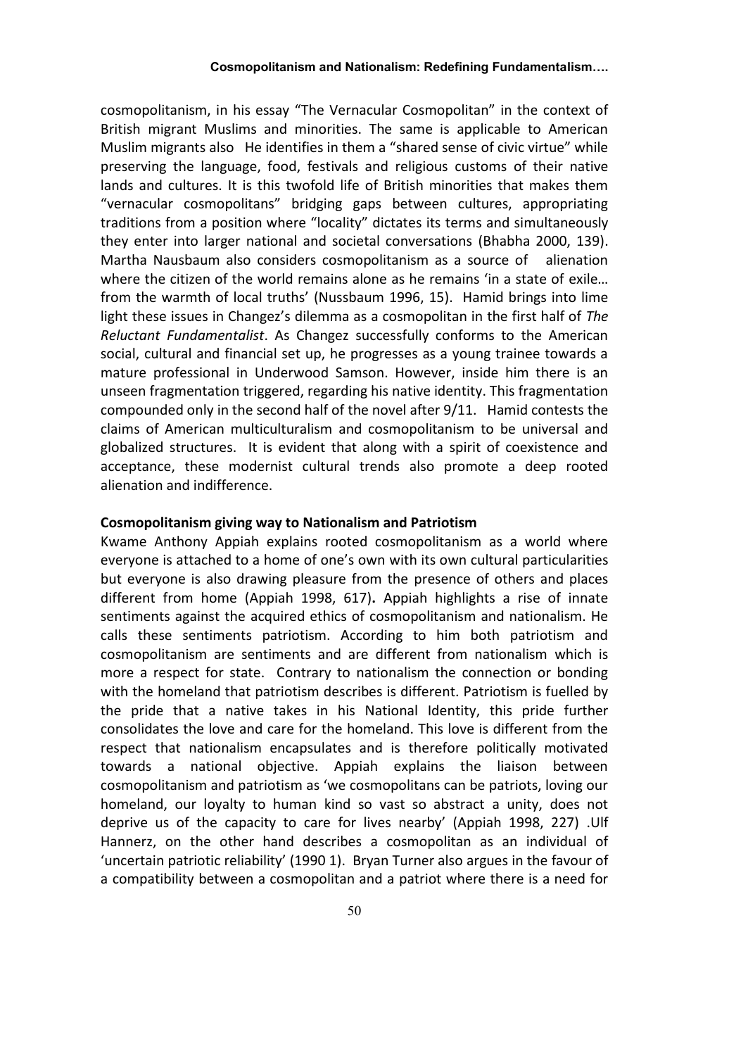cosmopolitanism, in his essay "The Vernacular Cosmopolitan" in the context of British migrant Muslims and minorities. The same is applicable to American Muslim migrants also He identifies in them a "shared sense of civic virtue" while preserving the language, food, festivals and religious customs of their native lands and cultures. It is this twofold life of British minorities that makes them "vernacular cosmopolitans" bridging gaps between cultures, appropriating traditions from a position where "locality" dictates its terms and simultaneously they enter into larger national and societal conversations (Bhabha 2000, 139). Martha Nausbaum also considers cosmopolitanism as a source of alienation where the citizen of the world remains alone as he remains 'in a state of exile… from the warmth of local truths' (Nussbaum 1996, 15). Hamid brings into lime light these issues in Changez's dilemma as a cosmopolitan in the first half of *The Reluctant Fundamentalist*. As Changez successfully conforms to the American social, cultural and financial set up, he progresses as a young trainee towards a mature professional in Underwood Samson. However, inside him there is an unseen fragmentation triggered, regarding his native identity. This fragmentation compounded only in the second half of the novel after 9/11. Hamid contests the claims of American multiculturalism and cosmopolitanism to be universal and globalized structures. It is evident that along with a spirit of coexistence and acceptance, these modernist cultural trends also promote a deep rooted alienation and indifference.

**Cosmopolitanism giving way to Nationalism and Patriotism**

Kwame Anthony Appiah explains rooted cosmopolitanism as a world where everyone is attached to a home of one's own with its own cultural particularities but everyone is also drawing pleasure from the presence of others and places different from home (Appiah 1998, 617)**.** Appiah highlights a rise of innate sentiments against the acquired ethics of cosmopolitanism and nationalism. He calls these sentiments patriotism. According to him both patriotism and cosmopolitanism are sentiments and are different from nationalism which is more a respect for state. Contrary to nationalism the connection or bonding with the homeland that patriotism describes is different. Patriotism is fuelled by the pride that a native takes in his National Identity, this pride further consolidates the love and care for the homeland. This love is different from the respect that nationalism encapsulates and is therefore politically motivated towards a national objective. Appiah explains the liaison between cosmopolitanism and patriotism as 'we cosmopolitans can be patriots, loving our homeland, our loyalty to human kind so vast so abstract a unity, does not deprive us of the capacity to care for lives nearby' (Appiah 1998, 227) .Ulf Hannerz, on the other hand describes a cosmopolitan as an individual of 'uncertain patriotic reliability' (1990 1). Bryan Turner also argues in the favour of a compatibility between a cosmopolitan and a patriot where there is a need for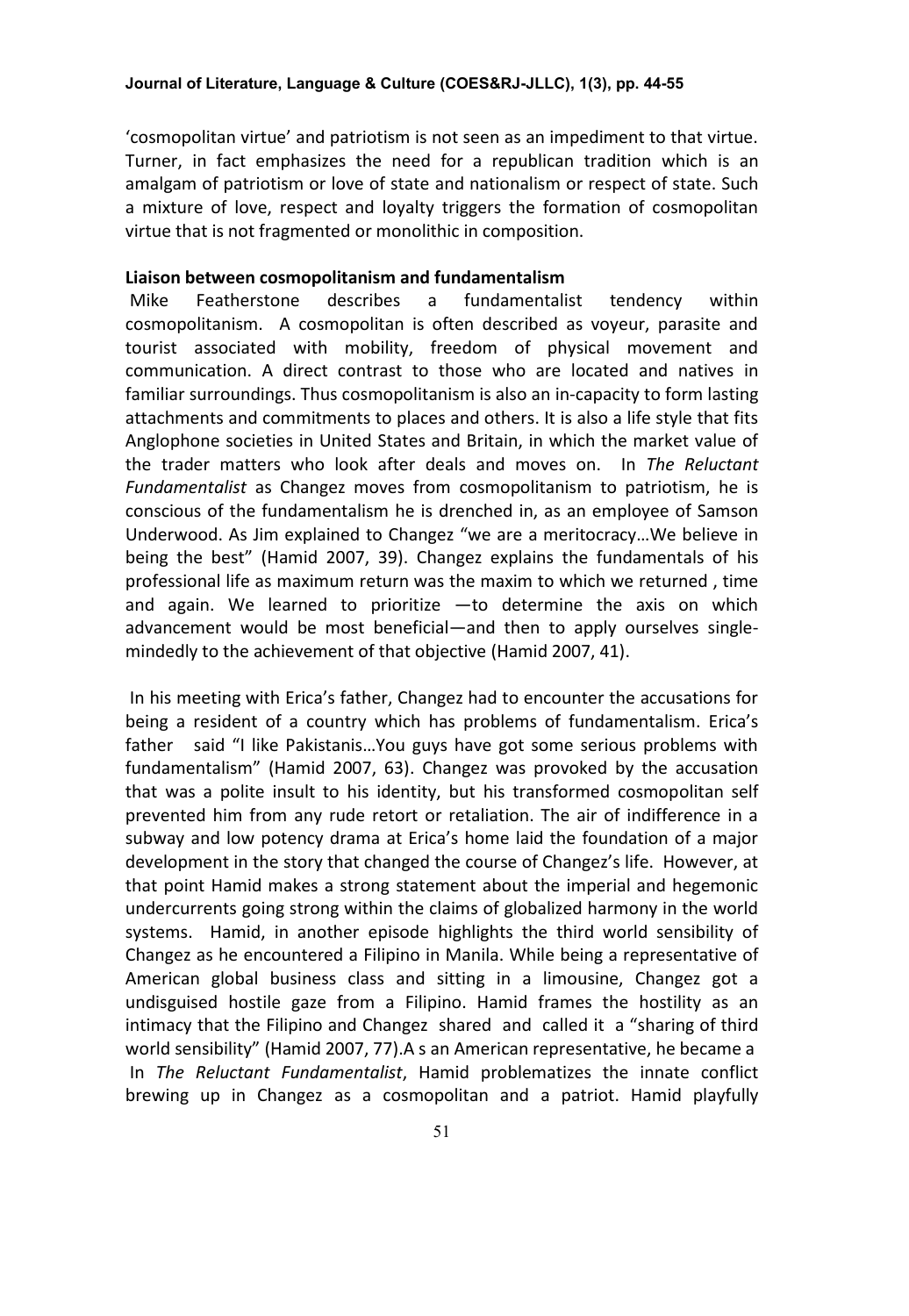'cosmopolitan virtue' and patriotism is not seen as an impediment to that virtue. Turner, in fact emphasizes the need for a republican tradition which is an amalgam of patriotism or love of state and nationalism or respect of state. Such a mixture of love, respect and loyalty triggers the formation of cosmopolitan virtue that is not fragmented or monolithic in composition.

**Liaison between cosmopolitanism and fundamentalism**

Mike Featherstone describes a fundamentalist tendency within cosmopolitanism. A cosmopolitan is often described as voyeur, parasite and tourist associated with mobility, freedom of physical movement and communication. A direct contrast to those who are located and natives in familiar surroundings. Thus cosmopolitanism is also an in-capacity to form lasting attachments and commitments to places and others. It is also a life style that fits Anglophone societies in United States and Britain, in which the market value of the trader matters who look after deals and moves on. In *The Reluctant Fundamentalist* as Changez moves from cosmopolitanism to patriotism, he is conscious of the fundamentalism he is drenched in, as an employee of Samson Underwood. As Jim explained to Changez "we are a meritocracy…We believe in being the best" (Hamid 2007, 39). Changez explains the fundamentals of his professional life as maximum return was the maxim to which we returned , time and again. We learned to prioritize —to determine the axis on which advancement would be most beneficial—and then to apply ourselves single-mindedly to the achievement of that objective (Hamid 2007, 41).

In his meeting with Erica's father, Changez had to encounter the accusations for being a resident of a country which has problems of fundamentalism. Erica's father said "I like Pakistanis…You guys have got some serious problems with fundamentalism" (Hamid 2007, 63). Changez was provoked by the accusation that was a polite insult to his identity, but his transformed cosmopolitan self prevented him from any rude retort or retaliation. The air of indifference in a subway and low potency drama at Erica's home laid the foundation of a major development in the story that changed the course of Changez's life. However, at that point Hamid makes a strong statement about the imperial and hegemonic undercurrents going strong within the claims of globalized harmony in the world systems. Hamid, in another episode highlights the third world sensibility of Changez as he encountered a Filipino in Manila. While being a representative of American global business class and sitting in a limousine, Changez got a undisguised hostile gaze from a Filipino. Hamid frames the hostility as an intimacy that the Filipino and Changez shared and called it a "sharing of third world sensibility" (Hamid 2007, 77).A s an American representative, he became a

In *The Reluctant Fundamentalist*, Hamid problematizes the innate conflict brewing up in Changez as a cosmopolitan and a patriot. Hamid playfully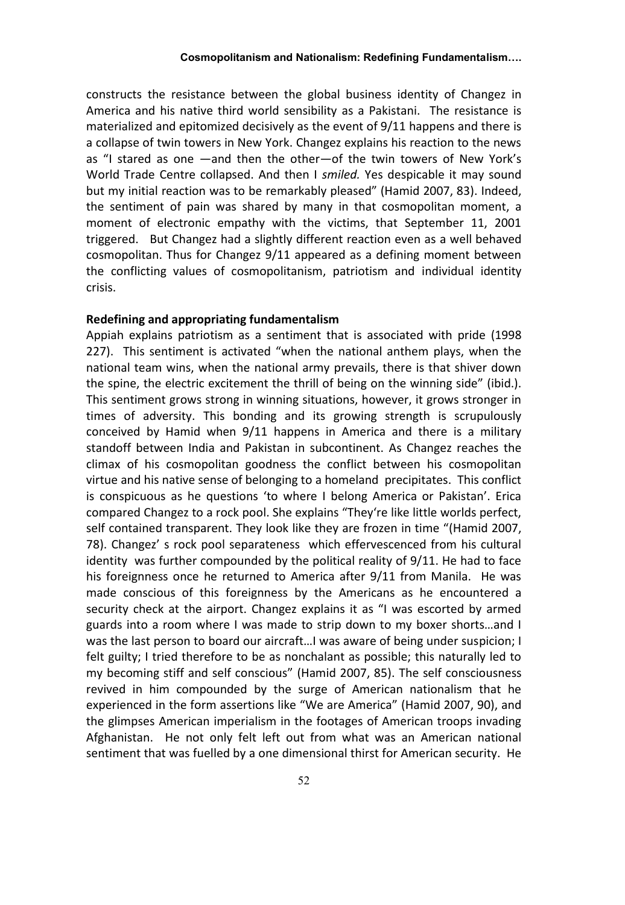constructs the resistance between the global business identity of Changez in America and his native third world sensibility as a Pakistani. The resistance is materialized and epitomized decisively as the event of 9/11 happens and there is a collapse of twin towers in New York. Changez explains his reaction to the news as "I stared as one —and then the other—of the twin towers of New York's World Trade Centre collapsed. And then I *smiled.* Yes despicable it may sound but my initial reaction was to be remarkably pleased" (Hamid 2007, 83). Indeed, the sentiment of pain was shared by many in that cosmopolitan moment, a moment of electronic empathy with the victims, that September 11, 2001 triggered. But Changez had a slightly different reaction even as a well behaved cosmopolitan. Thus for Changez 9/11 appeared as a defining moment between the conflicting values of cosmopolitanism, patriotism and individual identity crisis.

**Redefining and appropriating fundamentalism**

Appiah explains patriotism as a sentiment that is associated with pride (1998 227). This sentiment is activated "when the national anthem plays, when the national team wins, when the national army prevails, there is that shiver down the spine, the electric excitement the thrill of being on the winning side" (ibid.). This sentiment grows strong in winning situations, however, it grows stronger in times of adversity. This bonding and its growing strength is scrupulously conceived by Hamid when 9/11 happens in America and there is a military standoff between India and Pakistan in subcontinent. As Changez reaches the climax of his cosmopolitan goodness the conflict between his cosmopolitan virtue and his native sense of belonging to a homeland precipitates. This conflict is conspicuous as he questions 'to where I belong America or Pakistan'. Erica compared Changez to a rock pool. She explains "They're like little worlds perfect, self contained transparent. They look like they are frozen in time "(Hamid 2007, 78). Changez' s rock pool separateness which effervescenced from his cultural identity was further compounded by the political reality of 9/11. He had to face his foreignness once he returned to America after 9/11 from Manila. He was made conscious of this foreignness by the Americans as he encountered a security check at the airport. Changez explains it as "I was escorted by armed guards into a room where I was made to strip down to my boxer shorts…and I was the last person to board our aircraft…I was aware of being under suspicion; I felt guilty; I tried therefore to be as nonchalant as possible; this naturally led to my becoming stiff and self conscious" (Hamid 2007, 85). The self consciousness revived in him compounded by the surge of American nationalism that he experienced in the form assertions like "We are America" (Hamid 2007, 90), and the glimpses American imperialism in the footages of American troops invading Afghanistan. He not only felt left out from what was an American national sentiment that was fuelled by a one dimensional thirst for American security. He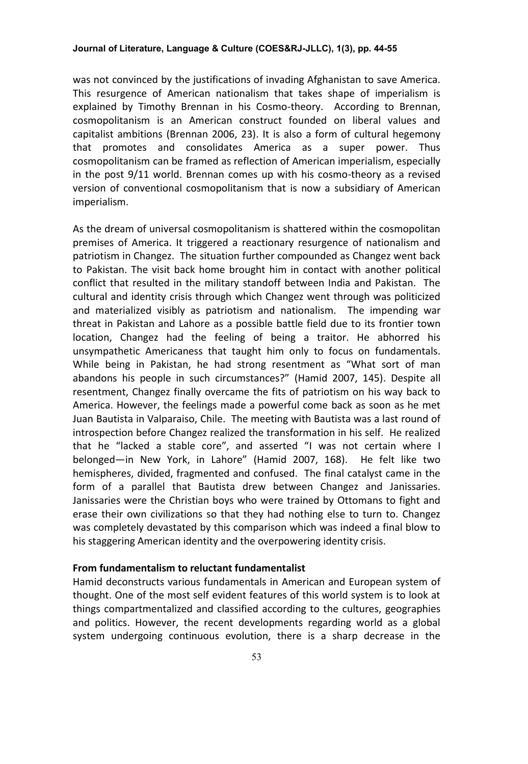was not convinced by the justifications of invading Afghanistan to save America. This resurgence of American nationalism that takes shape of imperialism is explained by Timothy Brennan in his Cosmo-theory. According to Brennan, cosmopolitanism is an American construct founded on liberal values and capitalist ambitions (Brennan 2006, 23). It is also a form of cultural hegemony that promotes and consolidates America as a super power. Thus cosmopolitanism can be framed as reflection of American imperialism, especially in the post 9/11 world. Brennan comes up with his cosmo-theory as a revised version of conventional cosmopolitanism that is now a subsidiary of American imperialism.

As the dream of universal cosmopolitanism is shattered within the cosmopolitan premises of America. It triggered a reactionary resurgence of nationalism and patriotism in Changez. The situation further compounded as Changez went back to Pakistan. The visit back home brought him in contact with another political conflict that resulted in the military standoff between India and Pakistan. The cultural and identity crisis through which Changez went through was politicized and materialized visibly as patriotism and nationalism. The impending war threat in Pakistan and Lahore as a possible battle field due to its frontier town location, Changez had the feeling of being a traitor. He abhorred his unsympathetic Americaness that taught him only to focus on fundamentals. While being in Pakistan, he had strong resentment as "What sort of man abandons his people in such circumstances?" (Hamid 2007, 145). Despite all resentment, Changez finally overcame the fits of patriotism on his way back to America. However, the feelings made a powerful come back as soon as he met Juan Bautista in Valparaiso, Chile. The meeting with Bautista was a last round of introspection before Changez realized the transformation in his self. He realized that he "lacked a stable core", and asserted "I was not certain where I belonged—in New York, in Lahore" (Hamid 2007, 168). He felt like two hemispheres, divided, fragmented and confused. The final catalyst came in the form of a parallel that Bautista drew between Changez and Janissaries. Janissaries were the Christian boys who were trained by Ottomans to fight and erase their own civilizations so that they had nothing else to turn to. Changez was completely devastated by this comparison which was indeed a final blow to his staggering American identity and the overpowering identity crisis.

### From fundamentalism to reluctant fundamentalist

Hamid deconstructs various fundamentals in American and European system of thought. One of the most self evident features of this world system is to look at things compartmentalized and classified according to the cultures, geographies and politics. However, the recent developments regarding world as a global system undergoing continuous evolution, there is a sharp decrease in the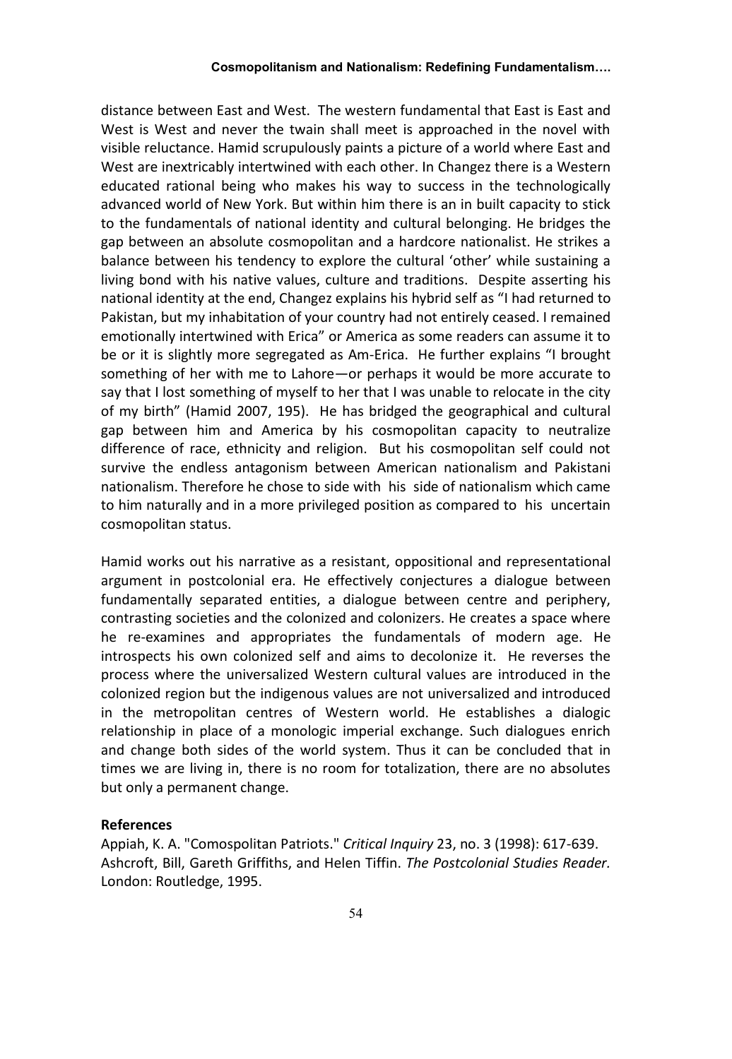distance between East and West. The western fundamental that East is East and West is West and never the twain shall meet is approached in the novel with visible reluctance. Hamid scrupulously paints a picture of a world where East and West are inextricably intertwined with each other. In Changez there is a Western educated rational being who makes his way to success in the technologically advanced world of New York. But within him there is an in built capacity to stick to the fundamentals of national identity and cultural belonging. He bridges the gap between an absolute cosmopolitan and a hardcore nationalist. He strikes a balance between his tendency to explore the cultural 'other' while sustaining a living bond with his native values, culture and traditions. Despite asserting his national identity at the end, Changez explains his hybrid self as "I had returned to Pakistan, but my inhabitation of your country had not entirely ceased. I remained emotionally intertwined with Erica" or America as some readers can assume it to be or it is slightly more segregated as Am-Erica. He further explains "I brought something of her with me to Lahore—or perhaps it would be more accurate to say that I lost something of myself to her that I was unable to relocate in the city of my birth" (Hamid 2007, 195). He has bridged the geographical and cultural gap between him and America by his cosmopolitan capacity to neutralize difference of race, ethnicity and religion. But his cosmopolitan self could not survive the endless antagonism between American nationalism and Pakistani nationalism. Therefore he chose to side with his side of nationalism which came to him naturally and in a more privileged position as compared to his uncertain cosmopolitan status.

Hamid works out his narrative as a resistant, oppositional and representational argument in postcolonial era. He effectively conjectures a dialogue between fundamentally separated entities, a dialogue between centre and periphery, contrasting societies and the colonized and colonizers. He creates a space where he re-examines and appropriates the fundamentals of modern age. He introspects his own colonized self and aims to decolonize it. He reverses the process where the universalized Western cultural values are introduced in the colonized region but the indigenous values are not universalized and introduced in the metropolitan centres of Western world. He establishes a dialogic relationship in place of a monologic imperial exchange. Such dialogues enrich and change both sides of the world system. Thus it can be concluded that in times we are living in, there is no room for totalization, there are no absolutes but only a permanent change.

**References**

Appiah, K. A. "Comospolitan Patriots." *Critical Inquiry* 23, no. 3 (1998): 617-639.

Ashcroft, Bill, Gareth Griffiths, and Helen Tiffin. *The Postcolonial Studies Reader.* London: Routledge, 1995.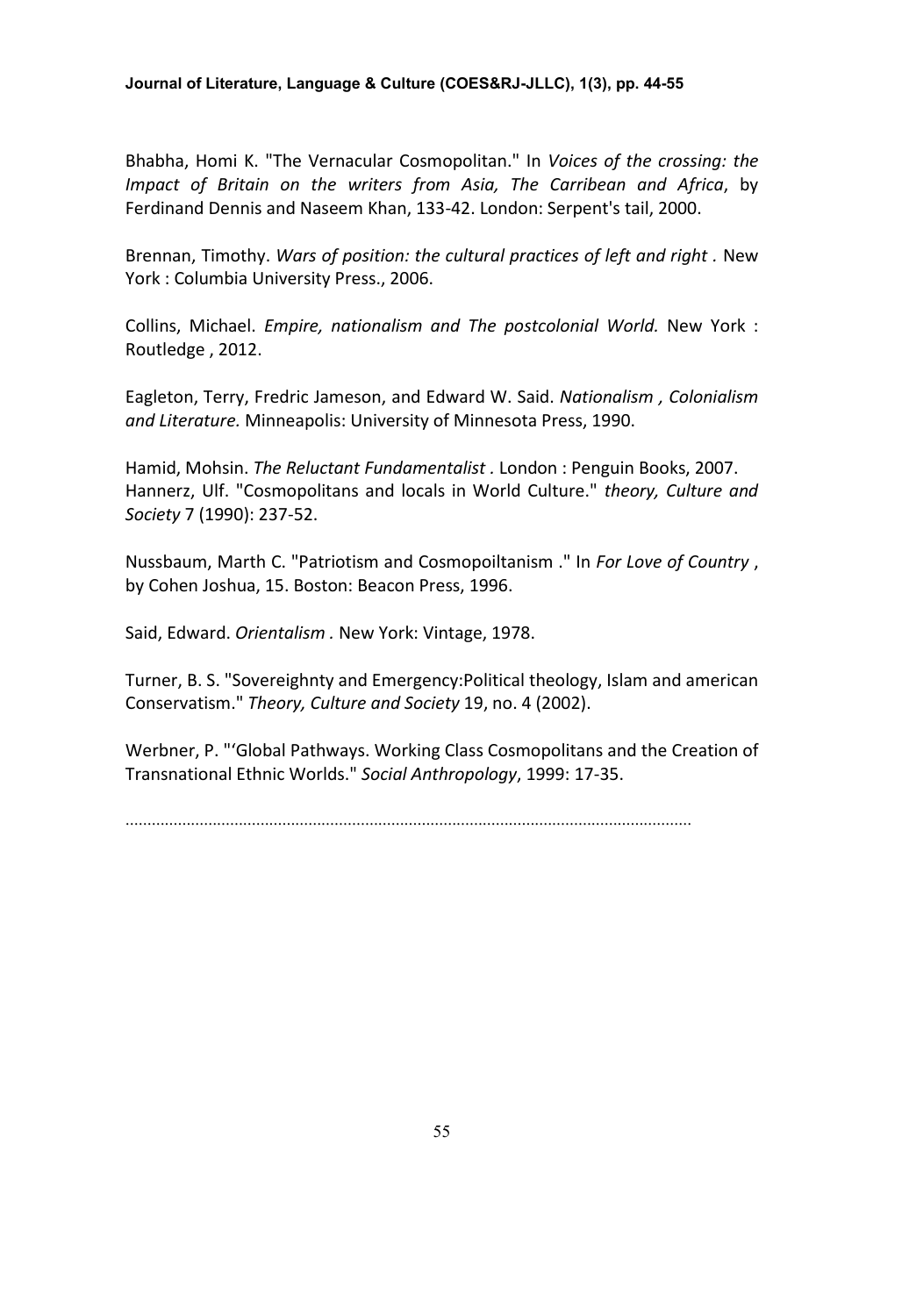Bhabha, Homi K. "The Vernacular Cosmopolitan." In *Voices of the crossing: the Impact of Britain on the writers from Asia, The Carribean and Africa*, by Ferdinand Dennis and Naseem Khan, 133-42. London: Serpent's tail, 2000.

Brennan, Timothy. *Wars of position: the cultural practices of left and right .* New York : Columbia University Press., 2006.

Collins, Michael. *Empire, nationalism and The postcolonial World.* New York : Routledge , 2012.

Eagleton, Terry, Fredric Jameson, and Edward W. Said. *Nationalism , Colonialism and Literature.* Minneapolis: University of Minnesota Press, 1990.

Hamid, Mohsin. *The Reluctant Fundamentalist* . London : Penguin Books, 2007.
Hannerz, Ulf. "Cosmopolitans and locals in World Culture." *theory, Culture and Society* 7 (1990): 237-52.

Nussbaum, Marth C. "Patriotism and Cosmopoiltanism ." In *For Love of Country* , by Cohen Joshua, 15. Boston: Beacon Press, 1996.

Said, Edward. *Orientalism .* New York: Vintage, 1978.

Turner, B. S. "Sovereighnty and Emergency:Political theology, Islam and american Conservatism." *Theory, Culture and Society* 19, no. 4 (2002).

Werbner, P. "'Global Pathways. Working Class Cosmopolitans and the Creation of Transnational Ethnic Worlds." *Social Anthropology*, 1999: 17-35.

................................................................................................................................